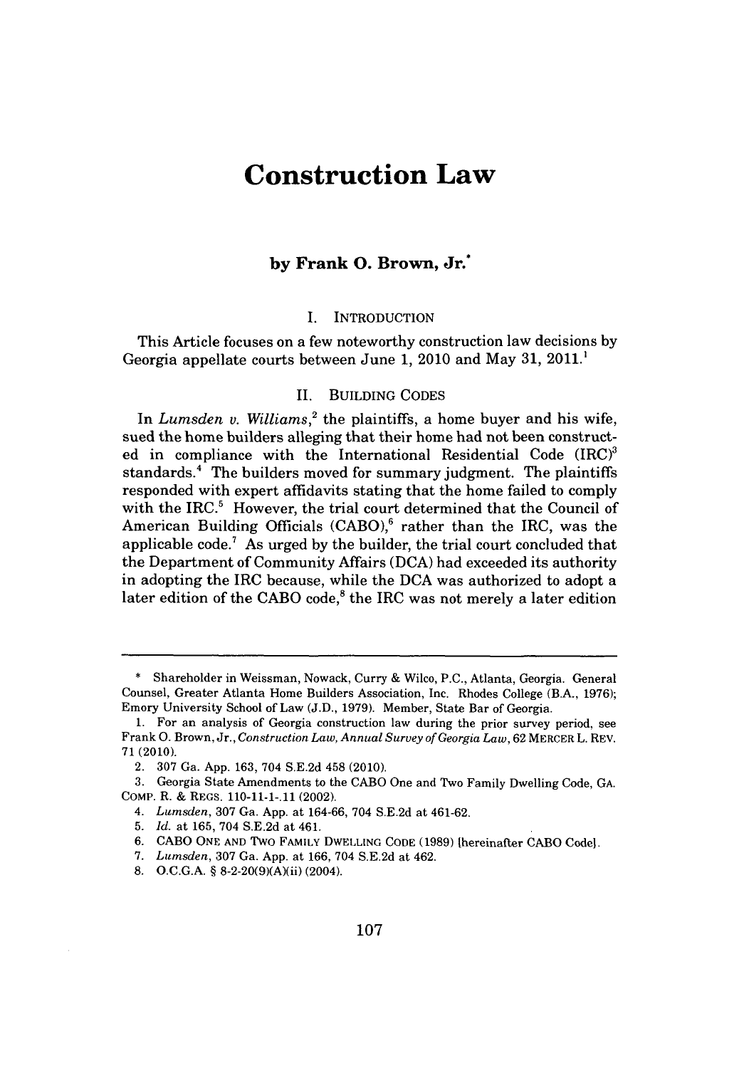# Construction Law

### by Frank O. Brown, Jr.*

## I. INTRODUCTION

This Article focuses on a few noteworthy construction law decisions by Georgia appellate courts between June 1, 2010 and May 31, 2011.[1]

## II. BUILDING CODES

In *Lumsden v. Williams*,[2] the plaintiffs, a home buyer and his wife, sued the home builders alleging that their home had not been constructed in compliance with the International Residential Code (IRC)[3] standards.[4] The builders moved for summary judgment. The plaintiffs responded with expert affidavits stating that the home failed to comply with the IRC.[5] However, the trial court determined that the Council of American Building Officials (CABO),[6] rather than the IRC, was the applicable code.[7] As urged by the builder, the trial court concluded that the Department of Community Affairs (DCA) had exceeded its authority in adopting the IRC because, while the DCA was authorized to adopt a later edition of the CABO code,[8] the IRC was not merely a later edition

---

\* Shareholder in Weissman, Nowack, Curry & Wilco, P.C., Atlanta, Georgia. General Counsel, Greater Atlanta Home Builders Association, Inc. Rhodes College (B.A., 1976); Emory University School of Law (J.D., 1979). Member, State Bar of Georgia.

1. For an analysis of Georgia construction law during the prior survey period, see Frank O. Brown, Jr., *Construction Law, Annual Survey of Georgia Law*, 62 MERCER L. REV. 71 (2010).

2. 307 Ga. App. 163, 704 S.E.2d 458 (2010).

3. Georgia State Amendments to the CABO One and Two Family Dwelling Code, GA. COMP. R. & REGS. 110-11-1-.11 (2002).

4. *Lumsden*, 307 Ga. App. at 164-66, 704 S.E.2d at 461-62.

5. *Id.* at 165, 704 S.E.2d at 461.

6. CABO ONE AND TWO FAMILY DWELLING CODE (1989) [hereinafter CABO Code].

7. *Lumsden*, 307 Ga. App. at 166, 704 S.E.2d at 462.

8. O.C.G.A. § 8-2-20(9)(A)(ii) (2004).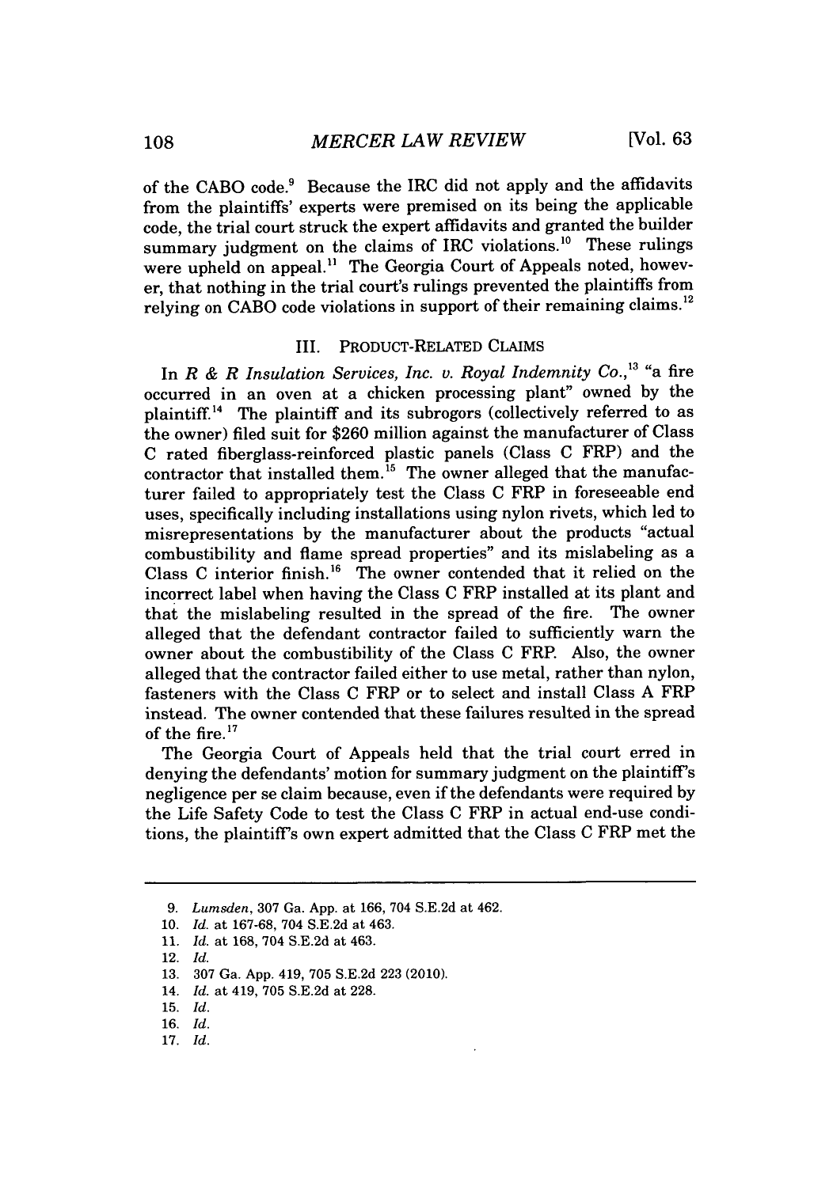of the CABO code.[9] Because the IRC did not apply and the affidavits from the plaintiffs' experts were premised on its being the applicable code, the trial court struck the expert affidavits and granted the builder summary judgment on the claims of IRC violations.[10] These rulings were upheld on appeal.[11] The Georgia Court of Appeals noted, however, that nothing in the trial court's rulings prevented the plaintiffs from relying on CABO code violations in support of their remaining claims.[12]

## III. PRODUCT-RELATED CLAIMS

In *R & R Insulation Services, Inc. v. Royal Indemnity Co.*,[13] "a fire occurred in an oven at a chicken processing plant" owned by the plaintiff.[14] The plaintiff and its subrogors (collectively referred to as the owner) filed suit for $260 million against the manufacturer of Class C rated fiberglass-reinforced plastic panels (Class C FRP) and the contractor that installed them.[15] The owner alleged that the manufacturer failed to appropriately test the Class C FRP in foreseeable end uses, specifically including installations using nylon rivets, which led to misrepresentations by the manufacturer about the products "actual combustibility and flame spread properties" and its mislabeling as a Class C interior finish.[16] The owner contended that it relied on the incorrect label when having the Class C FRP installed at its plant and that the mislabeling resulted in the spread of the fire. The owner alleged that the defendant contractor failed to sufficiently warn the owner about the combustibility of the Class C FRP. Also, the owner alleged that the contractor failed either to use metal, rather than nylon, fasteners with the Class C FRP or to select and install Class A FRP instead. The owner contended that these failures resulted in the spread of the fire.[17]

The Georgia Court of Appeals held that the trial court erred in denying the defendants' motion for summary judgment on the plaintiff's negligence per se claim because, even if the defendants were required by the Life Safety Code to test the Class C FRP in actual end-use conditions, the plaintiff's own expert admitted that the Class C FRP met the

---

9. *Lumsden*, 307 Ga. App. at 166, 704 S.E.2d at 462.
10. *Id.* at 167-68, 704 S.E.2d at 463.
11. *Id.* at 168, 704 S.E.2d at 463.
12. *Id.*
13. 307 Ga. App. 419, 705 S.E.2d 223 (2010).
14. *Id.* at 419, 705 S.E.2d at 228.
15. *Id.*
16. *Id.*
17. *Id.*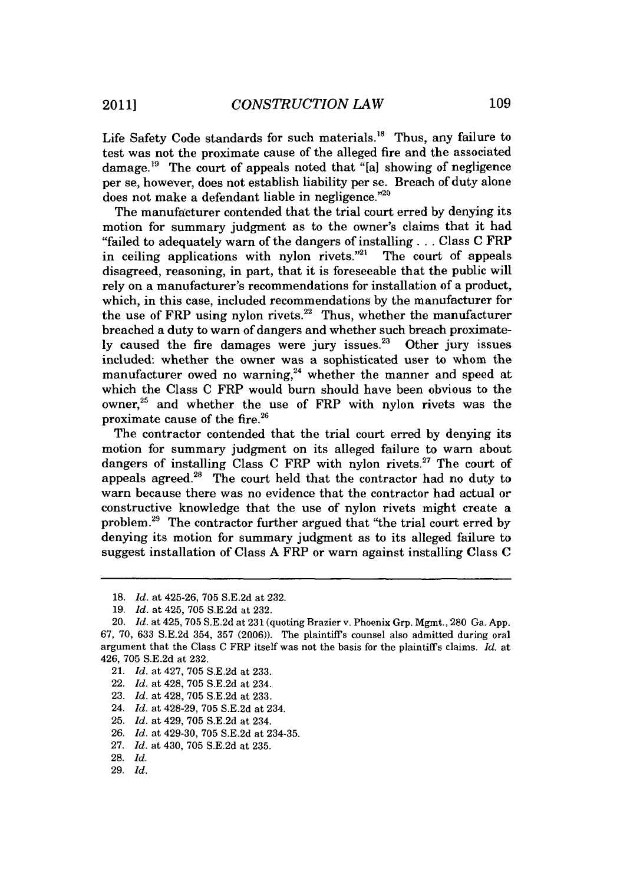Life Safety Code standards for such materials.[18] Thus, any failure to test was not the proximate cause of the alleged fire and the associated damage.[19] The court of appeals noted that "[a] showing of negligence per se, however, does not establish liability per se. Breach of duty alone does not make a defendant liable in negligence."[20]

The manufacturer contended that the trial court erred by denying its motion for summary judgment as to the owner's claims that it had "failed to adequately warn of the dangers of installing . . . Class C FRP in ceiling applications with nylon rivets."[21] The court of appeals disagreed, reasoning, in part, that it is foreseeable that the public will rely on a manufacturer's recommendations for installation of a product, which, in this case, included recommendations by the manufacturer for the use of FRP using nylon rivets.[22] Thus, whether the manufacturer breached a duty to warn of dangers and whether such breach proximately caused the fire damages were jury issues.[23] Other jury issues included: whether the owner was a sophisticated user to whom the manufacturer owed no warning,[24] whether the manner and speed at which the Class C FRP would burn should have been obvious to the owner,[25] and whether the use of FRP with nylon rivets was the proximate cause of the fire.[26]

The contractor contended that the trial court erred by denying its motion for summary judgment on its alleged failure to warn about dangers of installing Class C FRP with nylon rivets.[27] The court of appeals agreed.[28] The court held that the contractor had no duty to warn because there was no evidence that the contractor had actual or constructive knowledge that the use of nylon rivets might create a problem.[29] The contractor further argued that "the trial court erred by denying its motion for summary judgment as to its alleged failure to suggest installation of Class A FRP or warn against installing Class C

---

18. *Id.* at 425-26, 705 S.E.2d at 232.

19. *Id.* at 425, 705 S.E.2d at 232.

20. *Id.* at 425, 705 S.E.2d at 231 (quoting Brazier v. Phoenix Grp. Mgmt., 280 Ga. App. 67, 70, 633 S.E.2d 354, 357 (2006)). The plaintiff's counsel also admitted during oral argument that the Class C FRP itself was not the basis for the plaintiff's claims. *Id.* at 426, 705 S.E.2d at 232.

21. *Id.* at 427, 705 S.E.2d at 233.

22. *Id.* at 428, 705 S.E.2d at 234.

23. *Id.* at 428, 705 S.E.2d at 233.

24. *Id.* at 428-29, 705 S.E.2d at 234.

25. *Id.* at 429, 705 S.E.2d at 234.

26. *Id.* at 429-30, 705 S.E.2d at 234-35.

27. *Id.* at 430, 705 S.E.2d at 235.

28. *Id.*

29. *Id.*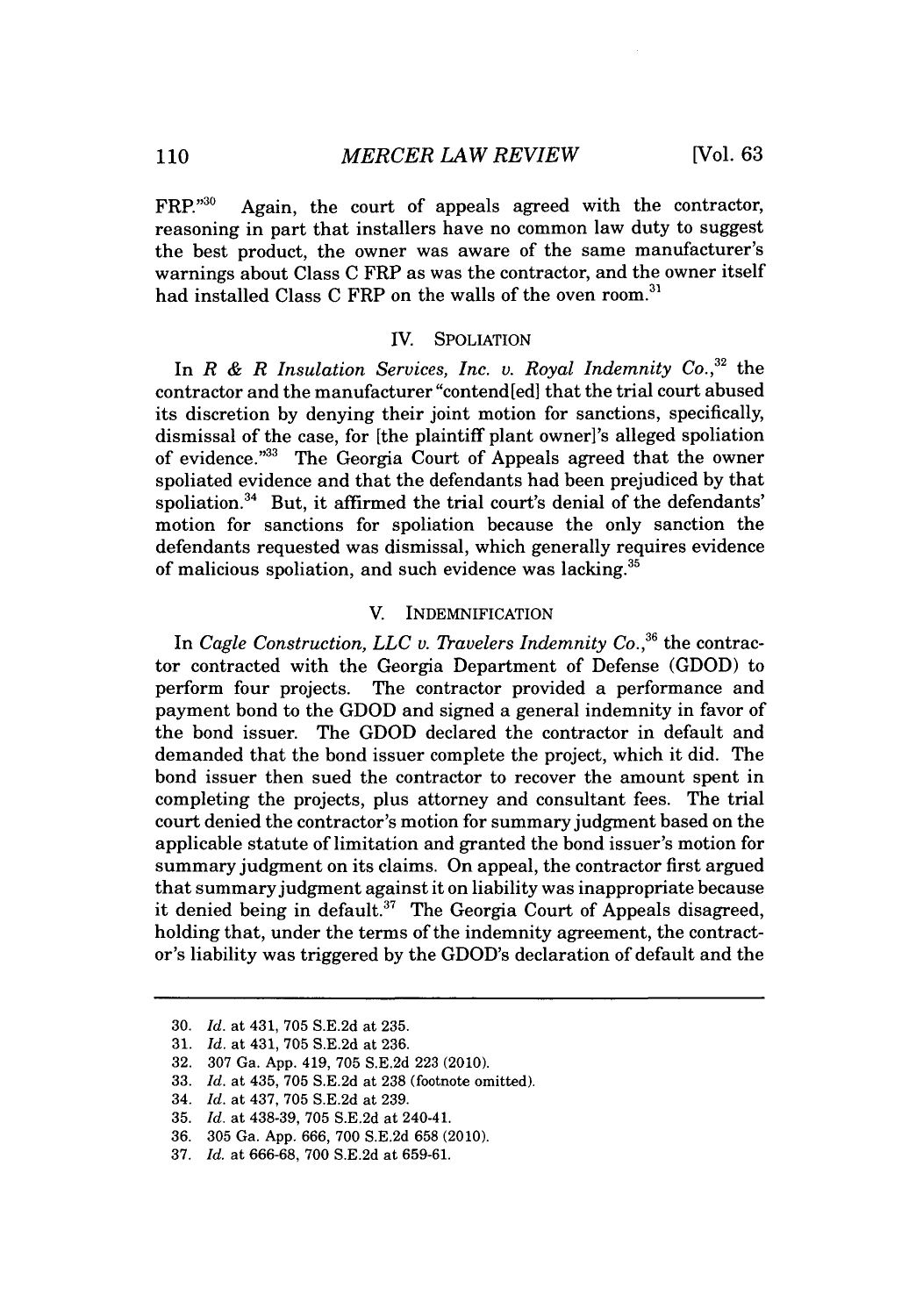FRP."[30] Again, the court of appeals agreed with the contractor, reasoning in part that installers have no common law duty to suggest the best product, the owner was aware of the same manufacturer's warnings about Class C FRP as was the contractor, and the owner itself had installed Class C FRP on the walls of the oven room.[31]

## IV. SPOLIATION

In *R & R Insulation Services, Inc. v. Royal Indemnity Co.*,[32] the contractor and the manufacturer "contend[ed] that the trial court abused its discretion by denying their joint motion for sanctions, specifically, dismissal of the case, for [the plaintiff plant owner]'s alleged spoliation of evidence."[33] The Georgia Court of Appeals agreed that the owner spoliated evidence and that the defendants had been prejudiced by that spoliation.[34] But, it affirmed the trial court's denial of the defendants' motion for sanctions for spoliation because the only sanction the defendants requested was dismissal, which generally requires evidence of malicious spoliation, and such evidence was lacking.[35]

## V. INDEMNIFICATION

In *Cagle Construction, LLC v. Travelers Indemnity Co.*,[36] the contractor contracted with the Georgia Department of Defense (GDOD) to perform four projects. The contractor provided a performance and payment bond to the GDOD and signed a general indemnity in favor of the bond issuer. The GDOD declared the contractor in default and demanded that the bond issuer complete the project, which it did. The bond issuer then sued the contractor to recover the amount spent in completing the projects, plus attorney and consultant fees. The trial court denied the contractor's motion for summary judgment based on the applicable statute of limitation and granted the bond issuer's motion for summary judgment on its claims. On appeal, the contractor first argued that summary judgment against it on liability was inappropriate because it denied being in default.[37] The Georgia Court of Appeals disagreed, holding that, under the terms of the indemnity agreement, the contractor's liability was triggered by the GDOD's declaration of default and the

---

30. *Id.* at 431, 705 S.E.2d at 235.
31. *Id.* at 431, 705 S.E.2d at 236.
32. 307 Ga. App. 419, 705 S.E.2d 223 (2010).
33. *Id.* at 435, 705 S.E.2d at 238 (footnote omitted).
34. *Id.* at 437, 705 S.E.2d at 239.
35. *Id.* at 438-39, 705 S.E.2d at 240-41.
36. 305 Ga. App. 666, 700 S.E.2d 658 (2010).
37. *Id.* at 666-68, 700 S.E.2d at 659-61.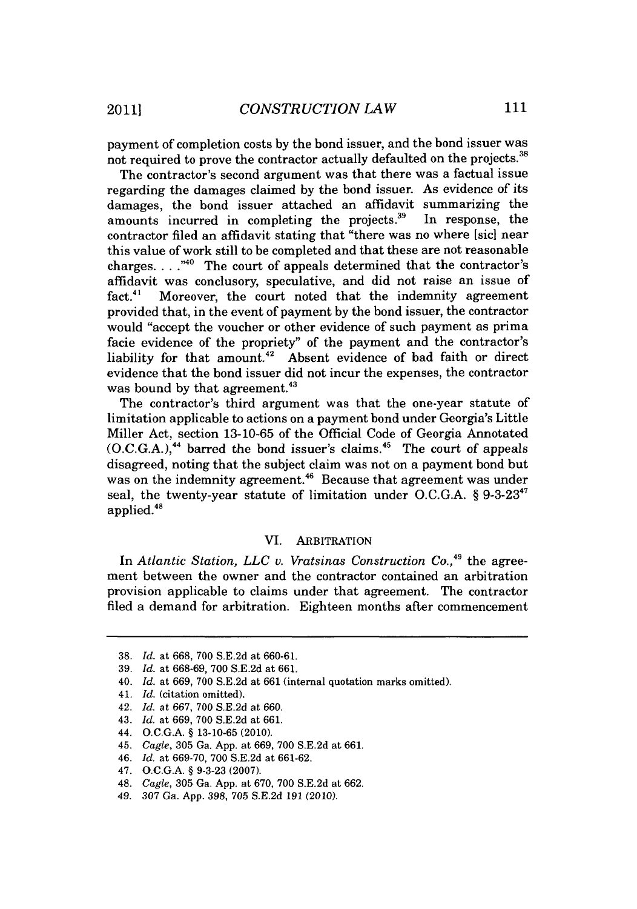payment of completion costs by the bond issuer, and the bond issuer was not required to prove the contractor actually defaulted on the projects.[38]

The contractor's second argument was that there was a factual issue regarding the damages claimed by the bond issuer. As evidence of its damages, the bond issuer attached an affidavit summarizing the amounts incurred in completing the projects.[39] In response, the contractor filed an affidavit stating that "there was no where [sic] near this value of work still to be completed and that these are not reasonable charges. . . ."[40] The court of appeals determined that the contractor's affidavit was conclusory, speculative, and did not raise an issue of fact.[41] Moreover, the court noted that the indemnity agreement provided that, in the event of payment by the bond issuer, the contractor would "accept the voucher or other evidence of such payment as prima facie evidence of the propriety" of the payment and the contractor's liability for that amount.[42] Absent evidence of bad faith or direct evidence that the bond issuer did not incur the expenses, the contractor was bound by that agreement.[43]

The contractor's third argument was that the one-year statute of limitation applicable to actions on a payment bond under Georgia's Little Miller Act, section 13-10-65 of the Official Code of Georgia Annotated (O.C.G.A.),[44] barred the bond issuer's claims.[45] The court of appeals disagreed, noting that the subject claim was not on a payment bond but was on the indemnity agreement.[46] Because that agreement was under seal, the twenty-year statute of limitation under O.C.G.A. § 9-3-23[47] applied.[48]

## VI. ARBITRATION

In *Atlantic Station, LLC v. Vratsinas Construction Co.*,[49] the agreement between the owner and the contractor contained an arbitration provision applicable to claims under that agreement. The contractor filed a demand for arbitration. Eighteen months after commencement

---

38. *Id.* at 668, 700 S.E.2d at 660-61.
39. *Id.* at 668-69, 700 S.E.2d at 661.
40. *Id.* at 669, 700 S.E.2d at 661 (internal quotation marks omitted).
41. *Id.* (citation omitted).
42. *Id.* at 667, 700 S.E.2d at 660.
43. *Id.* at 669, 700 S.E.2d at 661.
44. O.C.G.A. § 13-10-65 (2010).
45. *Cagle*, 305 Ga. App. at 669, 700 S.E.2d at 661.
46. *Id.* at 669-70, 700 S.E.2d at 661-62.
47. O.C.G.A. § 9-3-23 (2007).
48. *Cagle*, 305 Ga. App. at 670, 700 S.E.2d at 662.
49. 307 Ga. App. 398, 705 S.E.2d 191 (2010).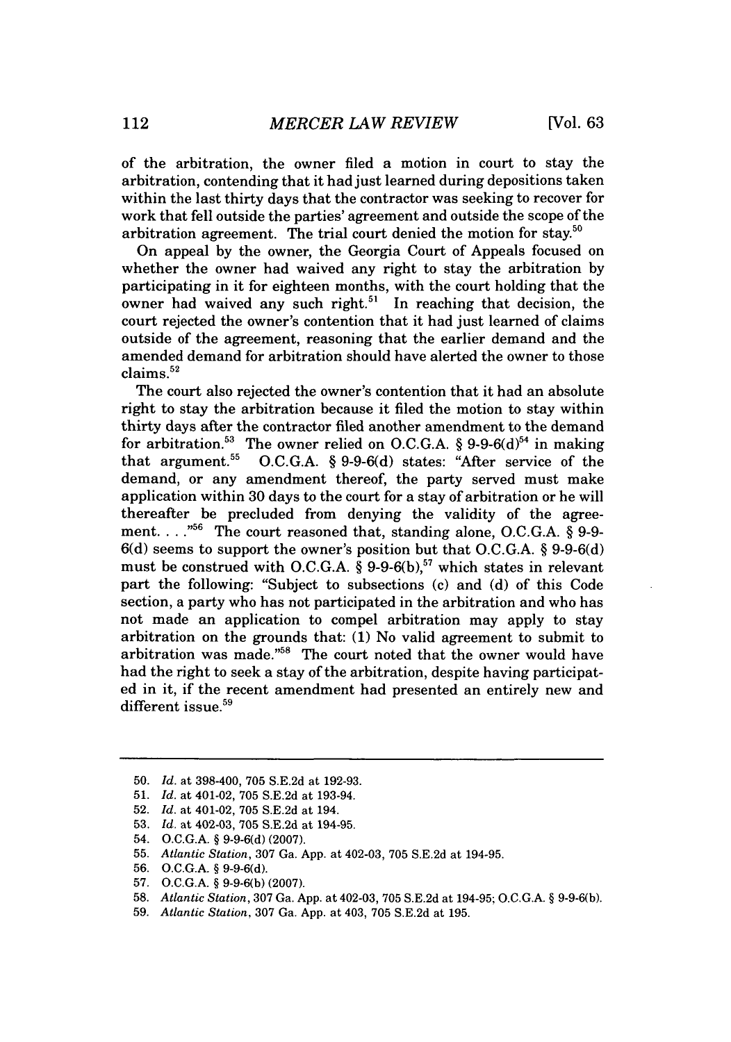of the arbitration, the owner filed a motion in court to stay the arbitration, contending that it had just learned during depositions taken within the last thirty days that the contractor was seeking to recover for work that fell outside the parties' agreement and outside the scope of the arbitration agreement. The trial court denied the motion for stay.[50]

On appeal by the owner, the Georgia Court of Appeals focused on whether the owner had waived any right to stay the arbitration by participating in it for eighteen months, with the court holding that the owner had waived any such right.[51] In reaching that decision, the court rejected the owner's contention that it had just learned of claims outside of the agreement, reasoning that the earlier demand and the amended demand for arbitration should have alerted the owner to those claims.[52]

The court also rejected the owner's contention that it had an absolute right to stay the arbitration because it filed the motion to stay within thirty days after the contractor filed another amendment to the demand for arbitration.[53] The owner relied on O.C.G.A. § 9-9-6(d)[54] in making that argument.[55] O.C.G.A. § 9-9-6(d) states: "After service of the demand, or any amendment thereof, the party served must make application within 30 days to the court for a stay of arbitration or he will thereafter be precluded from denying the validity of the agreement. . . ."[56] The court reasoned that, standing alone, O.C.G.A. § 9-9-6(d) seems to support the owner's position but that O.C.G.A. § 9-9-6(d) must be construed with O.C.G.A. § 9-9-6(b),[57] which states in relevant part the following: "Subject to subsections (c) and (d) of this Code section, a party who has not participated in the arbitration and who has not made an application to compel arbitration may apply to stay arbitration on the grounds that: (1) No valid agreement to submit to arbitration was made."[58] The court noted that the owner would have had the right to seek a stay of the arbitration, despite having participated in it, if the recent amendment had presented an entirely new and different issue.[59]

---

50. *Id.* at 398-400, 705 S.E.2d at 192-93.
51. *Id.* at 401-02, 705 S.E.2d at 193-94.
52. *Id.* at 401-02, 705 S.E.2d at 194.
53. *Id.* at 402-03, 705 S.E.2d at 194-95.
54. O.C.G.A. § 9-9-6(d) (2007).
55. *Atlantic Station*, 307 Ga. App. at 402-03, 705 S.E.2d at 194-95.
56. O.C.G.A. § 9-9-6(d).
57. O.C.G.A. § 9-9-6(b) (2007).
58. *Atlantic Station*, 307 Ga. App. at 402-03, 705 S.E.2d at 194-95; O.C.G.A. § 9-9-6(b).
59. *Atlantic Station*, 307 Ga. App. at 403, 705 S.E.2d at 195.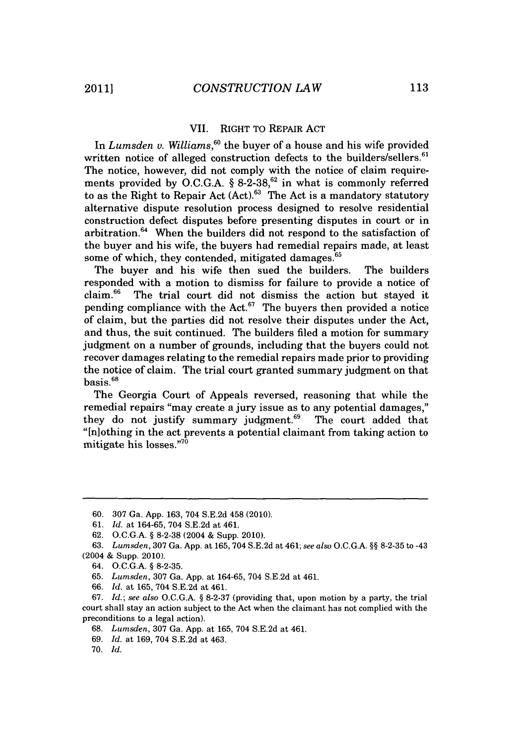## VII. RIGHT TO REPAIR ACT

In *Lumsden v. Williams*,[60] the buyer of a house and his wife provided written notice of alleged construction defects to the builders/sellers.[61] The notice, however, did not comply with the notice of claim requirements provided by O.C.G.A. § 8-2-38,[62] in what is commonly referred to as the Right to Repair Act (Act).[63] The Act is a mandatory statutory alternative dispute resolution process designed to resolve residential construction defect disputes before presenting disputes in court or in arbitration.[64] When the builders did not respond to the satisfaction of the buyer and his wife, the buyers had remedial repairs made, at least some of which, they contended, mitigated damages.[65]

The buyer and his wife then sued the builders. The builders responded with a motion to dismiss for failure to provide a notice of claim.[66] The trial court did not dismiss the action but stayed it pending compliance with the Act.[67] The buyers then provided a notice of claim, but the parties did not resolve their disputes under the Act, and thus, the suit continued. The builders filed a motion for summary judgment on a number of grounds, including that the buyers could not recover damages relating to the remedial repairs made prior to providing the notice of claim. The trial court granted summary judgment on that basis.[68]

The Georgia Court of Appeals reversed, reasoning that while the remedial repairs "may create a jury issue as to any potential damages," they do not justify summary judgment.[69] The court added that "[n]othing in the act prevents a potential claimant from taking action to mitigate his losses."[70]

---

60. 307 Ga. App. 163, 704 S.E.2d 458 (2010).

61. *Id.* at 164-65, 704 S.E.2d at 461.

62. O.C.G.A. § 8-2-38 (2004 & Supp. 2010).

63. *Lumsden*, 307 Ga. App. at 165, 704 S.E.2d at 461; *see also* O.C.G.A. §§ 8-2-35 to -43 (2004 & Supp. 2010).

64. O.C.G.A. § 8-2-35.

65. *Lumsden*, 307 Ga. App. at 164-65, 704 S.E.2d at 461.

66. *Id.* at 165, 704 S.E.2d at 461.

67. *Id.*; *see also* O.C.G.A. § 8-2-37 (providing that, upon motion by a party, the trial court shall stay an action subject to the Act when the claimant has not complied with the preconditions to a legal action).

68. *Lumsden*, 307 Ga. App. at 165, 704 S.E.2d at 461.

69. *Id.* at 169, 704 S.E.2d at 463.

70. *Id.*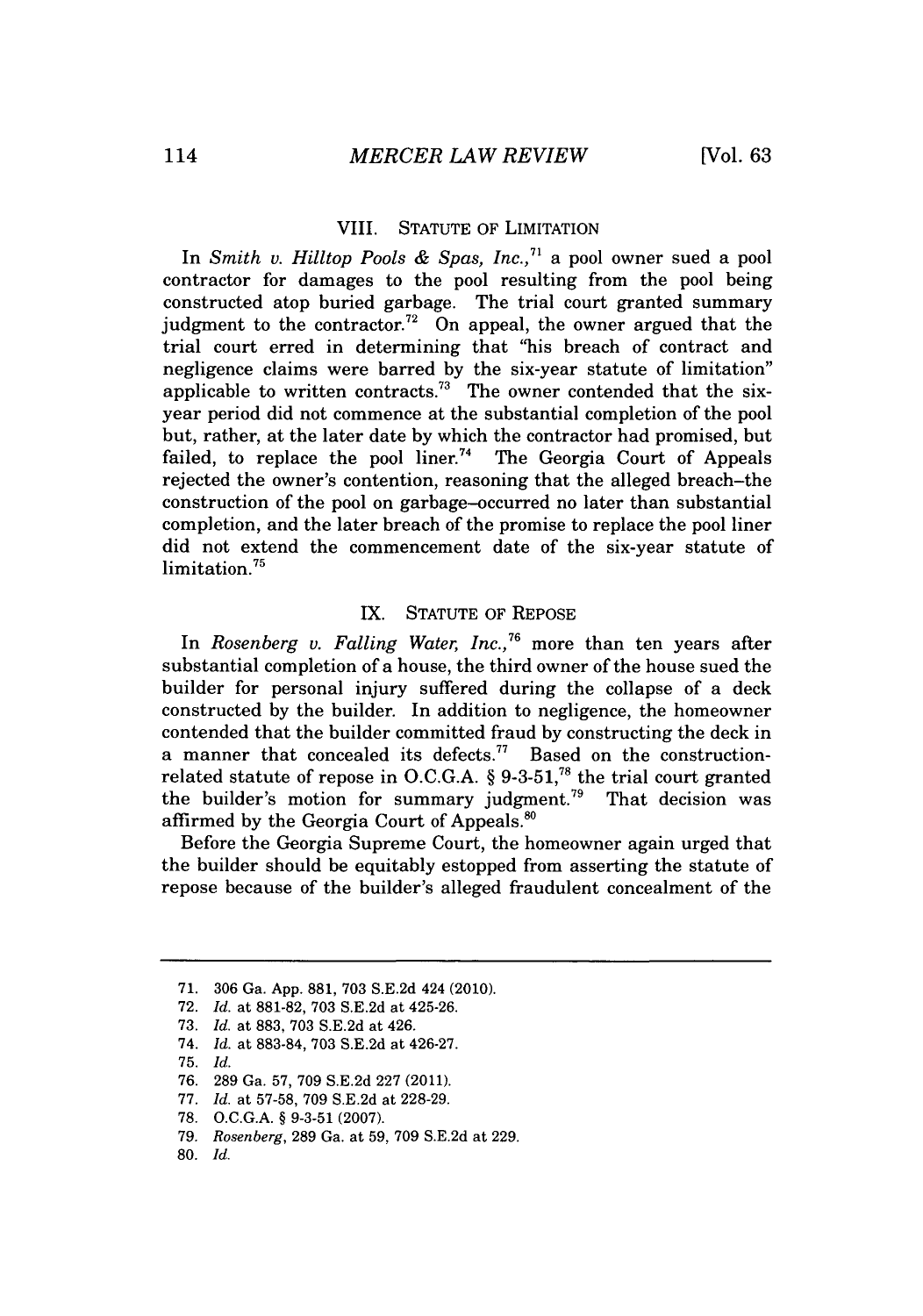## VIII. STATUTE OF LIMITATION

In *Smith v. Hilltop Pools & Spas, Inc.*,[71] a pool owner sued a pool contractor for damages to the pool resulting from the pool being constructed atop buried garbage. The trial court granted summary judgment to the contractor.[72] On appeal, the owner argued that the trial court erred in determining that "his breach of contract and negligence claims were barred by the six-year statute of limitation" applicable to written contracts.[73] The owner contended that the six-year period did not commence at the substantial completion of the pool but, rather, at the later date by which the contractor had promised, but failed, to replace the pool liner.[74] The Georgia Court of Appeals rejected the owner's contention, reasoning that the alleged breach–the construction of the pool on garbage–occurred no later than substantial completion, and the later breach of the promise to replace the pool liner did not extend the commencement date of the six-year statute of limitation.[75]

## IX. STATUTE OF REPOSE

In *Rosenberg v. Falling Water, Inc.*,[76] more than ten years after substantial completion of a house, the third owner of the house sued the builder for personal injury suffered during the collapse of a deck constructed by the builder. In addition to negligence, the homeowner contended that the builder committed fraud by constructing the deck in a manner that concealed its defects.[77] Based on the construction-related statute of repose in O.C.G.A. § 9-3-51,[78] the trial court granted the builder's motion for summary judgment.[79] That decision was affirmed by the Georgia Court of Appeals.[80]

Before the Georgia Supreme Court, the homeowner again urged that the builder should be equitably estopped from asserting the statute of repose because of the builder's alleged fraudulent concealment of the

---

71. 306 Ga. App. 881, 703 S.E.2d 424 (2010).
72. *Id.* at 881-82, 703 S.E.2d at 425-26.
73. *Id.* at 883, 703 S.E.2d at 426.
74. *Id.* at 883-84, 703 S.E.2d at 426-27.
75. *Id.*
76. 289 Ga. 57, 709 S.E.2d 227 (2011).
77. *Id.* at 57-58, 709 S.E.2d at 228-29.
78. O.C.G.A. § 9-3-51 (2007).
79. *Rosenberg*, 289 Ga. at 59, 709 S.E.2d at 229.
80. *Id.*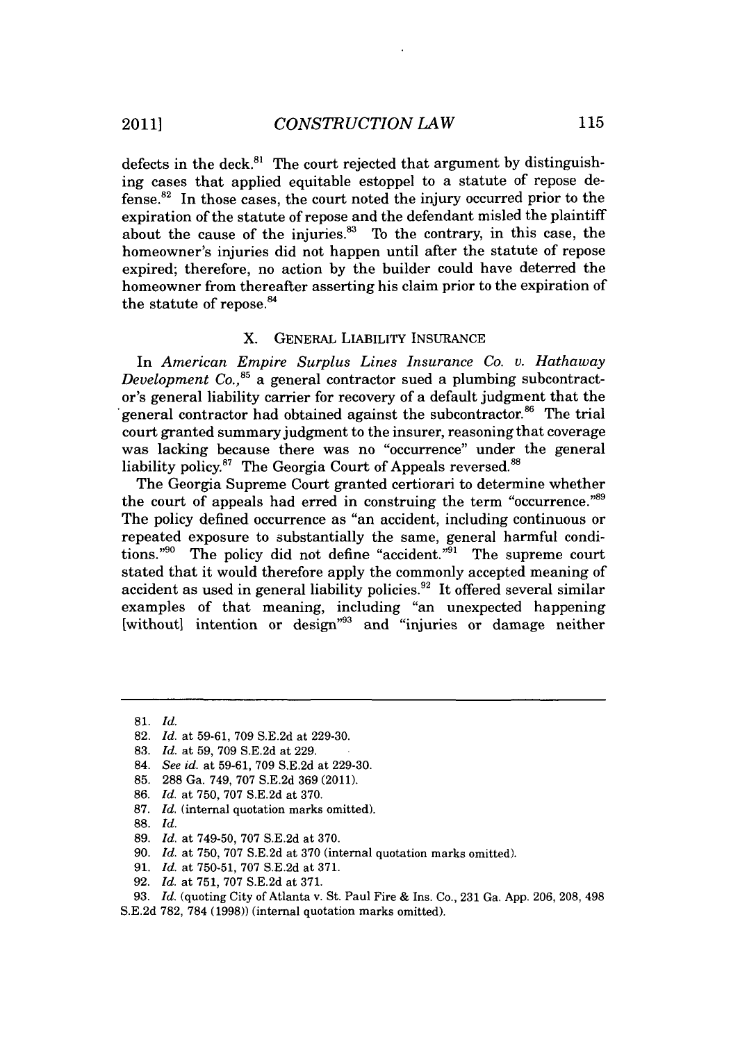defects in the deck.[81] The court rejected that argument by distinguishing cases that applied equitable estoppel to a statute of repose defense.[82] In those cases, the court noted the injury occurred prior to the expiration of the statute of repose and the defendant misled the plaintiff about the cause of the injuries.[83] To the contrary, in this case, the homeowner's injuries did not happen until after the statute of repose expired; therefore, no action by the builder could have deterred the homeowner from thereafter asserting his claim prior to the expiration of the statute of repose.[84]

## X. GENERAL LIABILITY INSURANCE

In *American Empire Surplus Lines Insurance Co. v. Hathaway Development Co.*,[85] a general contractor sued a plumbing subcontractor's general liability carrier for recovery of a default judgment that the general contractor had obtained against the subcontractor.[86] The trial court granted summary judgment to the insurer, reasoning that coverage was lacking because there was no "occurrence" under the general liability policy.[87] The Georgia Court of Appeals reversed.[88]

The Georgia Supreme Court granted certiorari to determine whether the court of appeals had erred in construing the term "occurrence."[89] The policy defined occurrence as "an accident, including continuous or repeated exposure to substantially the same, general harmful conditions."[90] The policy did not define "accident."[91] The supreme court stated that it would therefore apply the commonly accepted meaning of accident as used in general liability policies.[92] It offered several similar examples of that meaning, including "an unexpected happening [without] intention or design"[93] and "injuries or damage neither

---

81. *Id.*
82. *Id.* at 59-61, 709 S.E.2d at 229-30.
83. *Id.* at 59, 709 S.E.2d at 229.
84. *See id.* at 59-61, 709 S.E.2d at 229-30.
85. 288 Ga. 749, 707 S.E.2d 369 (2011).
86. *Id.* at 750, 707 S.E.2d at 370.
87. *Id.* (internal quotation marks omitted).
88. *Id.*
89. *Id.* at 749-50, 707 S.E.2d at 370.
90. *Id.* at 750, 707 S.E.2d at 370 (internal quotation marks omitted).
91. *Id.* at 750-51, 707 S.E.2d at 371.
92. *Id.* at 751, 707 S.E.2d at 371.
93. *Id.* (quoting City of Atlanta v. St. Paul Fire & Ins. Co., 231 Ga. App. 206, 208, 498 S.E.2d 782, 784 (1998)) (internal quotation marks omitted).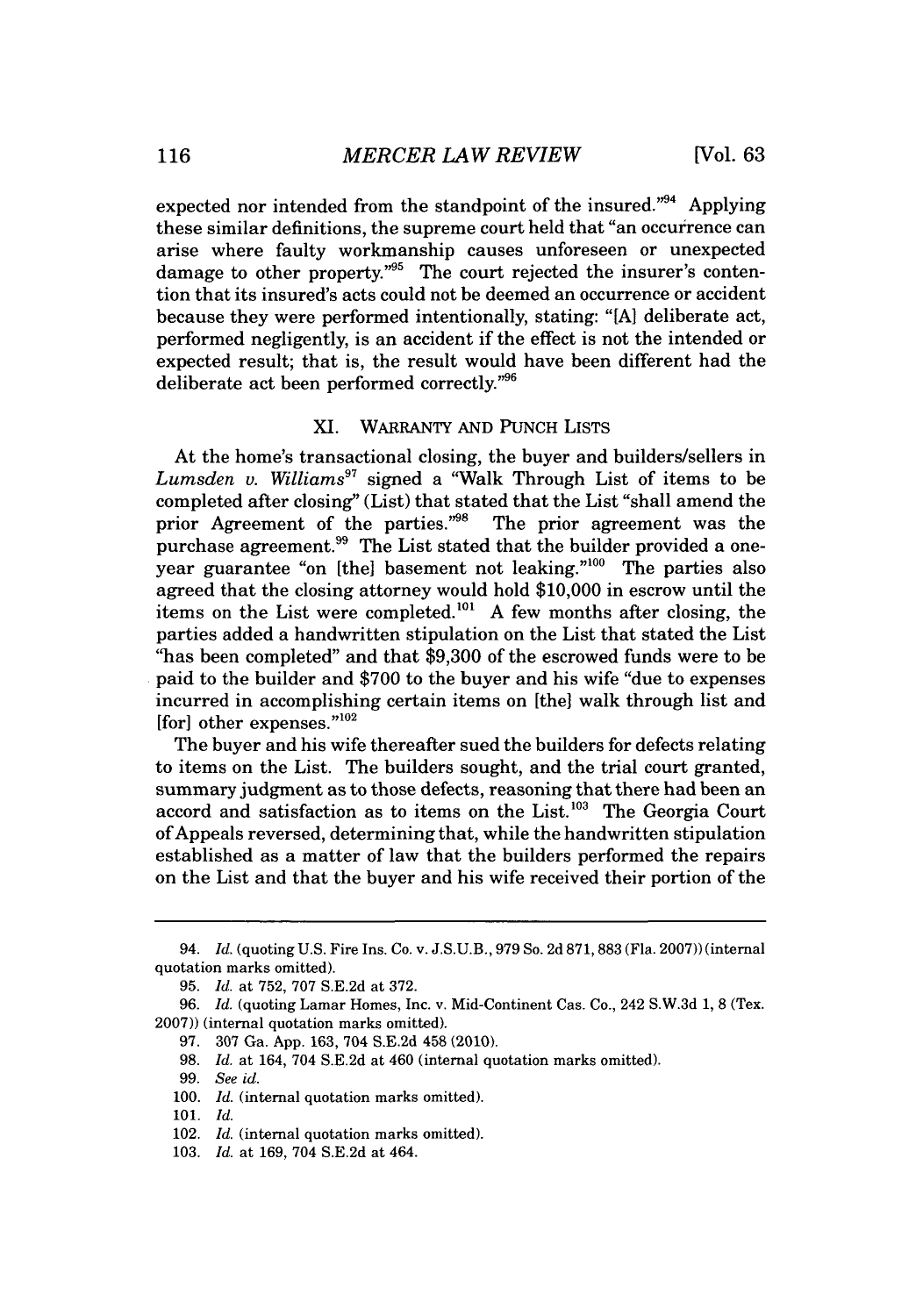expected nor intended from the standpoint of the insured."[94] Applying these similar definitions, the supreme court held that "an occurrence can arise where faulty workmanship causes unforeseen or unexpected damage to other property."[95] The court rejected the insurer's contention that its insured's acts could not be deemed an occurrence or accident because they were performed intentionally, stating: "[A] deliberate act, performed negligently, is an accident if the effect is not the intended or expected result; that is, the result would have been different had the deliberate act been performed correctly."[96]

## XI. WARRANTY AND PUNCH LISTS

At the home's transactional closing, the buyer and builders/sellers in *Lumsden v. Williams*[97] signed a "Walk Through List of items to be completed after closing" (List) that stated that the List "shall amend the prior Agreement of the parties."[98] The prior agreement was the purchase agreement.[99] The List stated that the builder provided a one-year guarantee "on [the] basement not leaking."[100] The parties also agreed that the closing attorney would hold $10,000 in escrow until the items on the List were completed.[101] A few months after closing, the parties added a handwritten stipulation on the List that stated the List "has been completed" and that $9,300 of the escrowed funds were to be paid to the builder and $700 to the buyer and his wife "due to expenses incurred in accomplishing certain items on [the] walk through list and [for] other expenses."[102]

The buyer and his wife thereafter sued the builders for defects relating to items on the List. The builders sought, and the trial court granted, summary judgment as to those defects, reasoning that there had been an accord and satisfaction as to items on the List.[103] The Georgia Court of Appeals reversed, determining that, while the handwritten stipulation established as a matter of law that the builders performed the repairs on the List and that the buyer and his wife received their portion of the

---

94. *Id.* (quoting U.S. Fire Ins. Co. v. J.S.U.B., 979 So. 2d 871, 883 (Fla. 2007)) (internal quotation marks omitted).

95. *Id.* at 752, 707 S.E.2d at 372.

96. *Id.* (quoting Lamar Homes, Inc. v. Mid-Continent Cas. Co., 242 S.W.3d 1, 8 (Tex. 2007)) (internal quotation marks omitted).

97. 307 Ga. App. 163, 704 S.E.2d 458 (2010).

98. *Id.* at 164, 704 S.E.2d at 460 (internal quotation marks omitted).

99. *See id.*

100. *Id.* (internal quotation marks omitted).

101. *Id.*

102. *Id.* (internal quotation marks omitted).

103. *Id.* at 169, 704 S.E.2d at 464.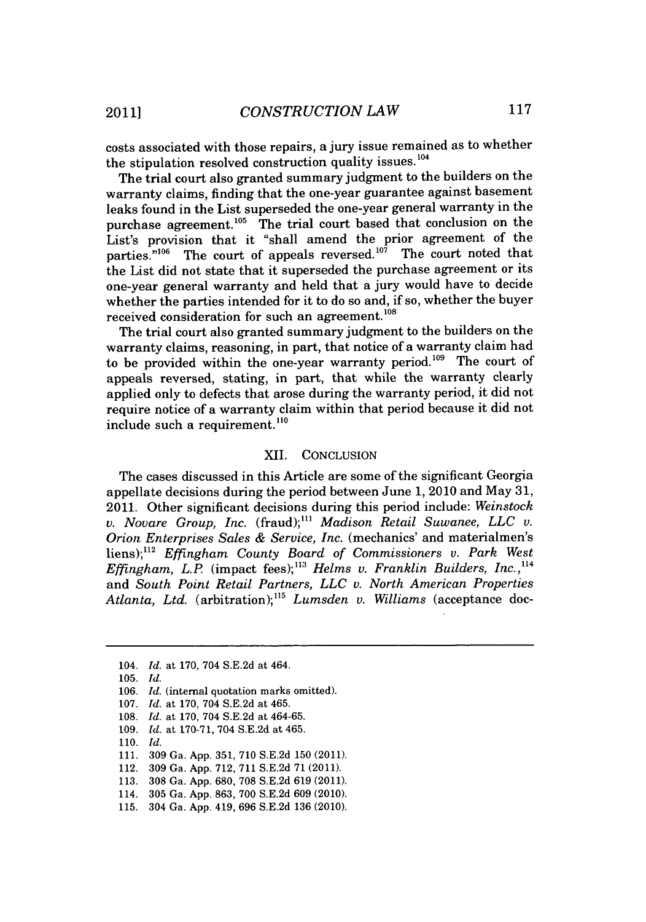costs associated with those repairs, a jury issue remained as to whether the stipulation resolved construction quality issues.[104]

The trial court also granted summary judgment to the builders on the warranty claims, finding that the one-year guarantee against basement leaks found in the List superseded the one-year general warranty in the purchase agreement.[105] The trial court based that conclusion on the List's provision that it "shall amend the prior agreement of the parties."[106] The court of appeals reversed.[107] The court noted that the List did not state that it superseded the purchase agreement or its one-year general warranty and held that a jury would have to decide whether the parties intended for it to do so and, if so, whether the buyer received consideration for such an agreement.[108]

The trial court also granted summary judgment to the builders on the warranty claims, reasoning, in part, that notice of a warranty claim had to be provided within the one-year warranty period.[109] The court of appeals reversed, stating, in part, that while the warranty clearly applied only to defects that arose during the warranty period, it did not require notice of a warranty claim within that period because it did not include such a requirement.[110]

## XII. CONCLUSION

The cases discussed in this Article are some of the significant Georgia appellate decisions during the period between June 1, 2010 and May 31, 2011. Other significant decisions during this period include: *Weinstock v. Novare Group, Inc.* (fraud);[111] *Madison Retail Suwanee, LLC v. Orion Enterprises Sales & Service, Inc.* (mechanics' and materialmen's liens);[112] *Effingham County Board of Commissioners v. Park West Effingham, L.P.* (impact fees);[113] *Helms v. Franklin Builders, Inc.*,[114] and *South Point Retail Partners, LLC v. North American Properties Atlanta, Ltd.* (arbitration);[115] *Lumsden v. Williams* (acceptance doc-

---

104. *Id.* at 170, 704 S.E.2d at 464.
105. *Id.*
106. *Id.* (internal quotation marks omitted).
107. *Id.* at 170, 704 S.E.2d at 465.
108. *Id.* at 170, 704 S.E.2d at 464-65.
109. *Id.* at 170-71, 704 S.E.2d at 465.
110. *Id.*
111. 309 Ga. App. 351, 710 S.E.2d 150 (2011).
112. 309 Ga. App. 712, 711 S.E.2d 71 (2011).
113. 308 Ga. App. 680, 708 S.E.2d 619 (2011).
114. 305 Ga. App. 863, 700 S.E.2d 609 (2010).
115. 304 Ga. App. 419, 696 S.E.2d 136 (2010).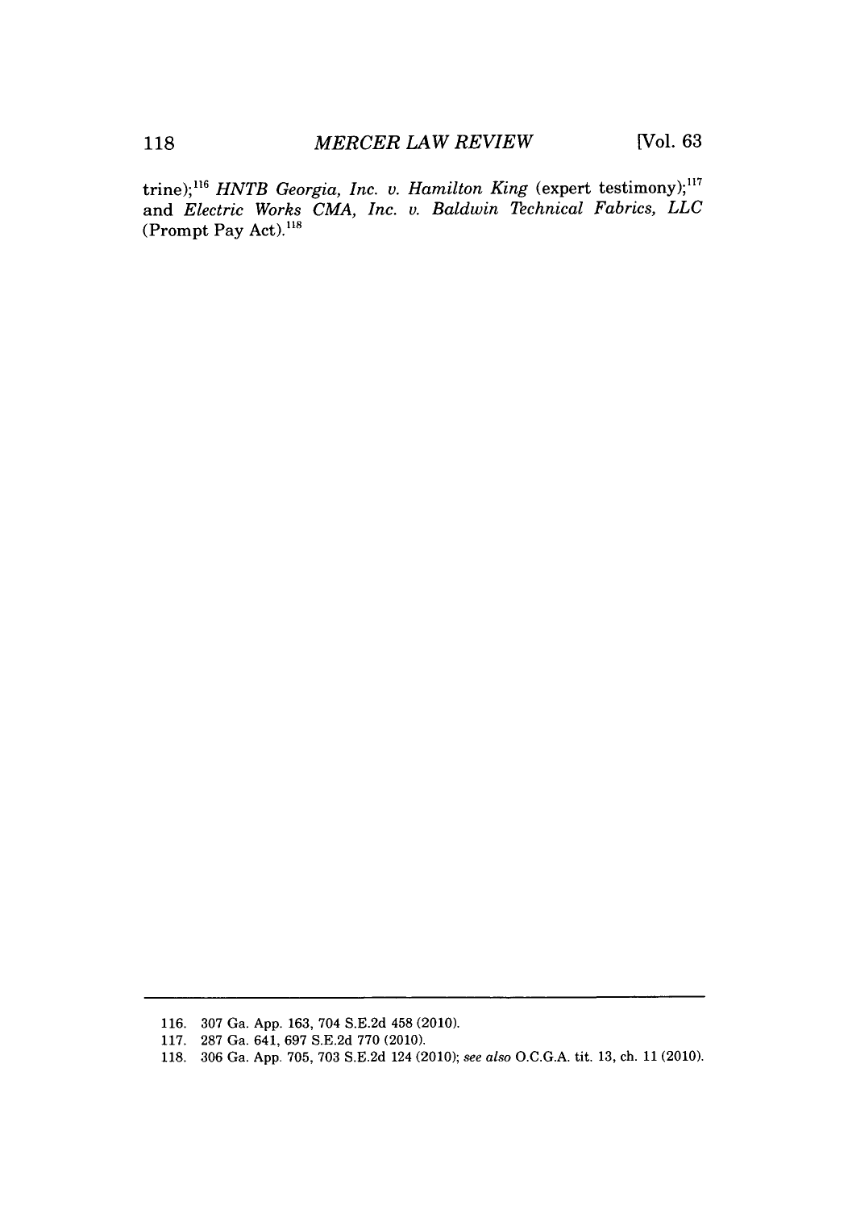trine);[116] *HNTB Georgia, Inc. v. Hamilton King* (expert testimony);[117] and *Electric Works CMA, Inc. v. Baldwin Technical Fabrics, LLC* (Prompt Pay Act).[118]

---

116. 307 Ga. App. 163, 704 S.E.2d 458 (2010).

117. 287 Ga. 641, 697 S.E.2d 770 (2010).

118. 306 Ga. App. 705, 703 S.E.2d 124 (2010); *see also* O.C.G.A. tit. 13, ch. 11 (2010).